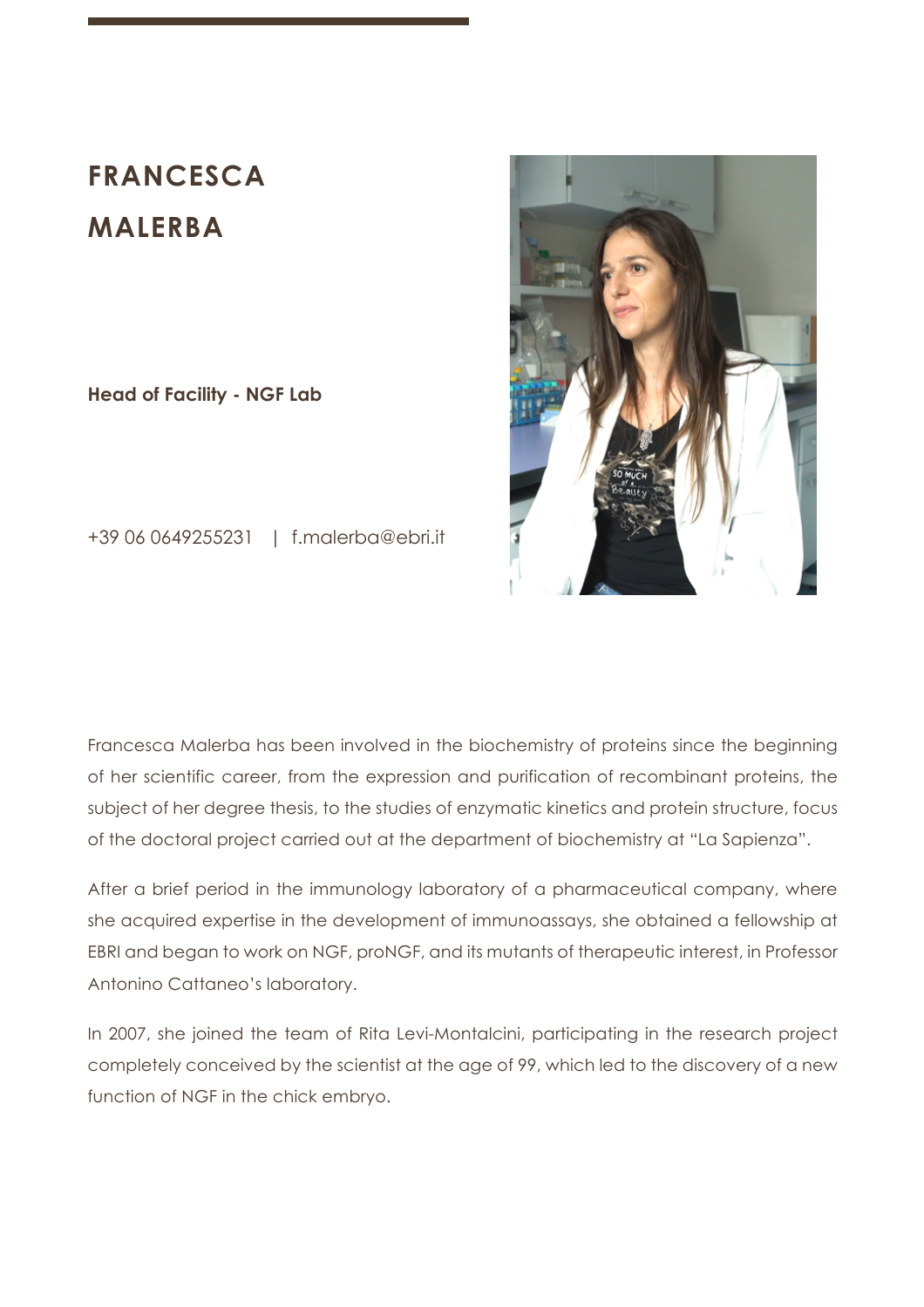# FRANCESCA MALERBA

**Head of Facility - NGF Lab**

+39 06 0649255231 | f.malerba@ebri.it

Francesca Malerba has been involved in the biochemistry of proteins since the beginning of her scientific career, from the expression and purification of recombinant proteins, the subject of her degree thesis, to the studies of enzymatic kinetics and protein structure, focus of the doctoral project carried out at the department of biochemistry at "La Sapienza".

After a brief period in the immunology laboratory of a pharmaceutical company, where she acquired expertise in the development of immunoassays, she obtained a fellowship at EBRI and began to work on NGF, proNGF, and its mutants of therapeutic interest, in Professor Antonino Cattaneo's laboratory.

In 2007, she joined the team of Rita Levi-Montalcini, participating in the research project completely conceived by the scientist at the age of 99, which led to the discovery of a new function of NGF in the chick embryo.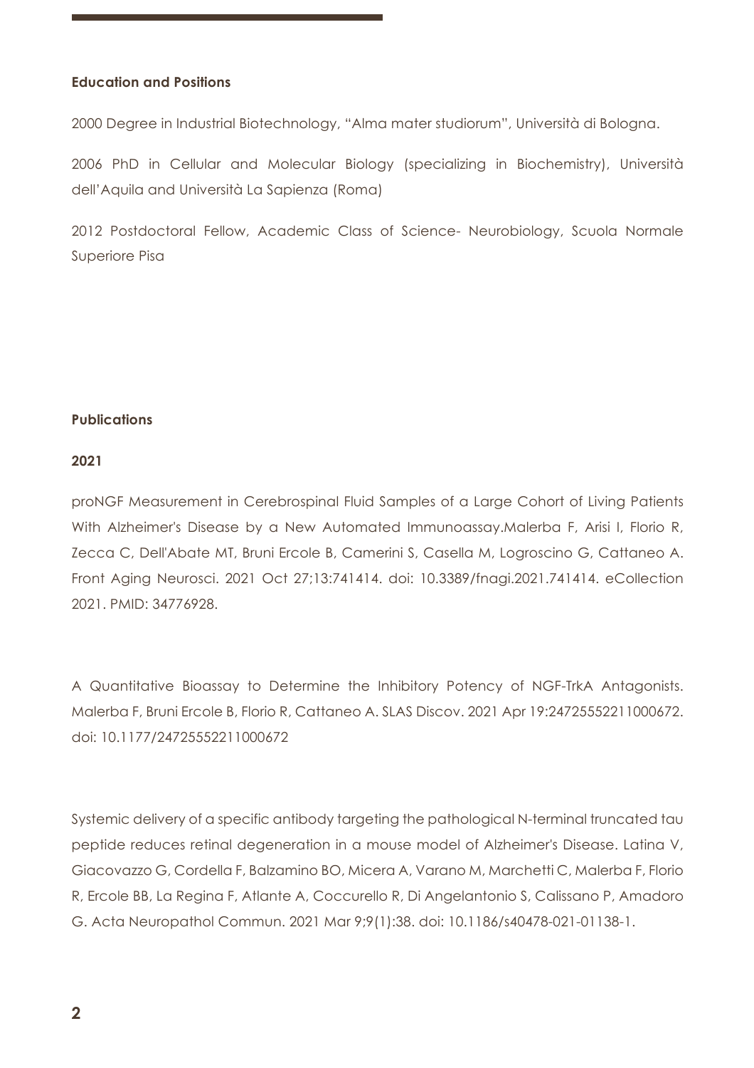**Education and Positions**

2000 Degree in Industrial Biotechnology, “Alma mater studiorum”, Università di Bologna.

2006 PhD in Cellular and Molecular Biology (specializing in Biochemistry), Università dell’Aquila and Università La Sapienza (Roma)

2012 Postdoctoral Fellow, Academic Class of Science- Neurobiology, Scuola Normale Superiore Pisa

**Publications**

**2021**

proNGF Measurement in Cerebrospinal Fluid Samples of a Large Cohort of Living Patients With Alzheimer's Disease by a New Automated Immunoassay.Malerba F, Arisi I, Florio R, Zecca C, Dell'Abate MT, Bruni Ercole B, Camerini S, Casella M, Logroscino G, Cattaneo A. Front Aging Neurosci. 2021 Oct 27;13:741414. doi: 10.3389/fnagi.2021.741414. eCollection 2021. PMID: 34776928.

A Quantitative Bioassay to Determine the Inhibitory Potency of NGF-TrkA Antagonists. Malerba F, Bruni Ercole B, Florio R, Cattaneo A. SLAS Discov. 2021 Apr 19:24725552211000672. doi: 10.1177/24725552211000672

Systemic delivery of a specific antibody targeting the pathological N-terminal truncated tau peptide reduces retinal degeneration in a mouse model of Alzheimer's Disease. Latina V, Giacovazzo G, Cordella F, Balzamino BO, Micera A, Varano M, Marchetti C, Malerba F, Florio R, Ercole BB, La Regina F, Atlante A, Coccurello R, Di Angelantonio S, Calissano P, Amadoro G. Acta Neuropathol Commun. 2021 Mar 9;9(1):38. doi: 10.1186/s40478-021-01138-1.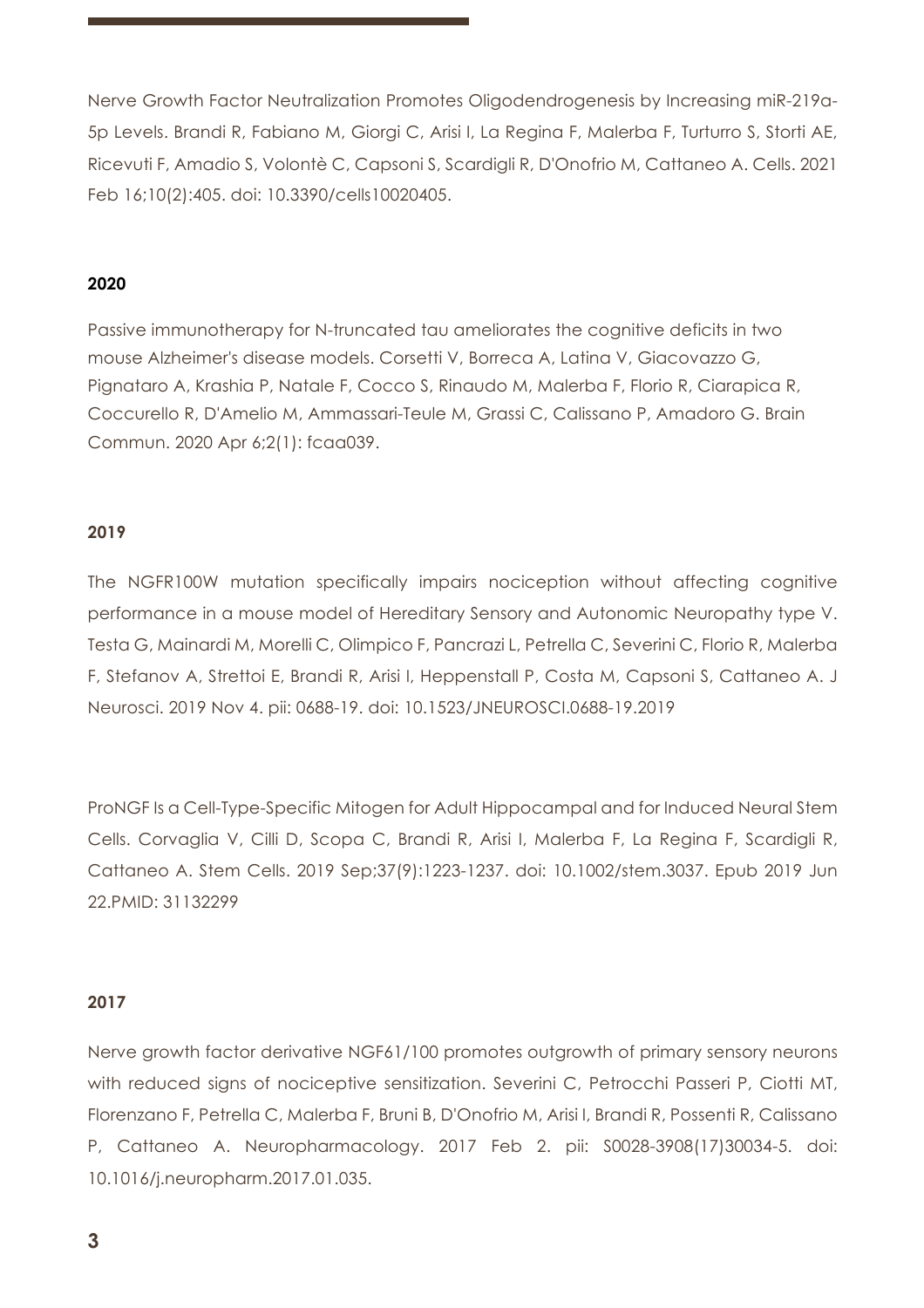Nerve Growth Factor Neutralization Promotes Oligodendrogenesis by Increasing miR-219a-5p Levels. Brandi R, Fabiano M, Giorgi C, Arisi I, La Regina F, Malerba F, Turturro S, Storti AE, Ricevuti F, Amadio S, Volontè C, Capsoni S, Scardigli R, D'Onofrio M, Cattaneo A. Cells. 2021 Feb 16;10(2):405. doi: 10.3390/cells10020405.

**2020**

Passive immunotherapy for N-truncated tau ameliorates the cognitive deficits in two mouse Alzheimer's disease models. Corsetti V, Borreca A, Latina V, Giacovazzo G, Pignataro A, Krashia P, Natale F, Cocco S, Rinaudo M, Malerba F, Florio R, Ciarapica R, Coccurello R, D'Amelio M, Ammassari-Teule M, Grassi C, Calissano P, Amadoro G. Brain Commun. 2020 Apr 6;2(1): fcaa039.

**2019**

The NGFR100W mutation specifically impairs nociception without affecting cognitive performance in a mouse model of Hereditary Sensory and Autonomic Neuropathy type V. Testa G, Mainardi M, Morelli C, Olimpico F, Pancrazi L, Petrella C, Severini C, Florio R, Malerba F, Stefanov A, Strettoi E, Brandi R, Arisi I, Heppenstall P, Costa M, Capsoni S, Cattaneo A. J Neurosci. 2019 Nov 4. pii: 0688-19. doi: 10.1523/JNEUROSCI.0688-19.2019

ProNGF Is a Cell-Type-Specific Mitogen for Adult Hippocampal and for Induced Neural Stem Cells. Corvaglia V, Cilli D, Scopa C, Brandi R, Arisi I, Malerba F, La Regina F, Scardigli R, Cattaneo A. Stem Cells. 2019 Sep;37(9):1223-1237. doi: 10.1002/stem.3037. Epub 2019 Jun 22.PMID: 31132299

**2017**

Nerve growth factor derivative NGF61/100 promotes outgrowth of primary sensory neurons with reduced signs of nociceptive sensitization. Severini C, Petrocchi Passeri P, Ciotti MT, Florenzano F, Petrella C, Malerba F, Bruni B, D'Onofrio M, Arisi I, Brandi R, Possenti R, Calissano P, Cattaneo A. Neuropharmacology. 2017 Feb 2. pii: S0028-3908(17)30034-5. doi: 10.1016/j.neuropharm.2017.01.035.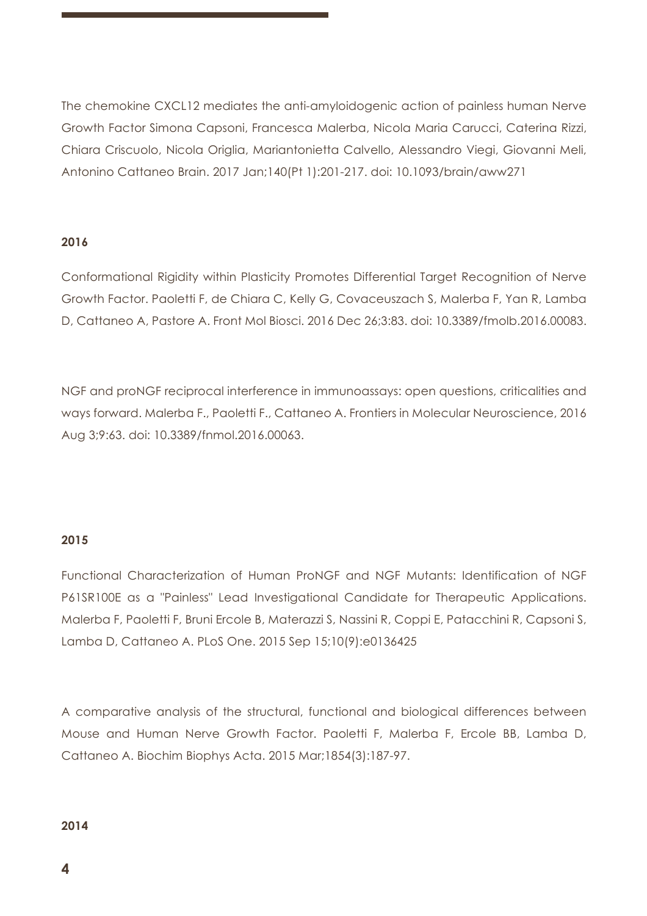The chemokine CXCL12 mediates the anti-amyloidogenic action of painless human Nerve Growth Factor Simona Capsoni, Francesca Malerba, Nicola Maria Carucci, Caterina Rizzi, Chiara Criscuolo, Nicola Origlia, Mariantonietta Calvello, Alessandro Viegi, Giovanni Meli, Antonino Cattaneo Brain. 2017 Jan;140(Pt 1):201-217. doi: 10.1093/brain/aww271

**2016**

Conformational Rigidity within Plasticity Promotes Differential Target Recognition of Nerve Growth Factor. Paoletti F, de Chiara C, Kelly G, Covaceuszach S, Malerba F, Yan R, Lamba D, Cattaneo A, Pastore A. Front Mol Biosci. 2016 Dec 26;3:83. doi: 10.3389/fmolb.2016.00083.

NGF and proNGF reciprocal interference in immunoassays: open questions, criticalities and ways forward. Malerba F., Paoletti F., Cattaneo A. Frontiers in Molecular Neuroscience, 2016 Aug 3;9:63. doi: 10.3389/fnmol.2016.00063.

**2015**

Functional Characterization of Human ProNGF and NGF Mutants: Identification of NGF P61SR100E as a "Painless" Lead Investigational Candidate for Therapeutic Applications. Malerba F, Paoletti F, Bruni Ercole B, Materazzi S, Nassini R, Coppi E, Patacchini R, Capsoni S, Lamba D, Cattaneo A. PLoS One. 2015 Sep 15;10(9):e0136425

A comparative analysis of the structural, functional and biological differences between Mouse and Human Nerve Growth Factor. Paoletti F, Malerba F, Ercole BB, Lamba D, Cattaneo A. Biochim Biophys Acta. 2015 Mar;1854(3):187-97.

**2014**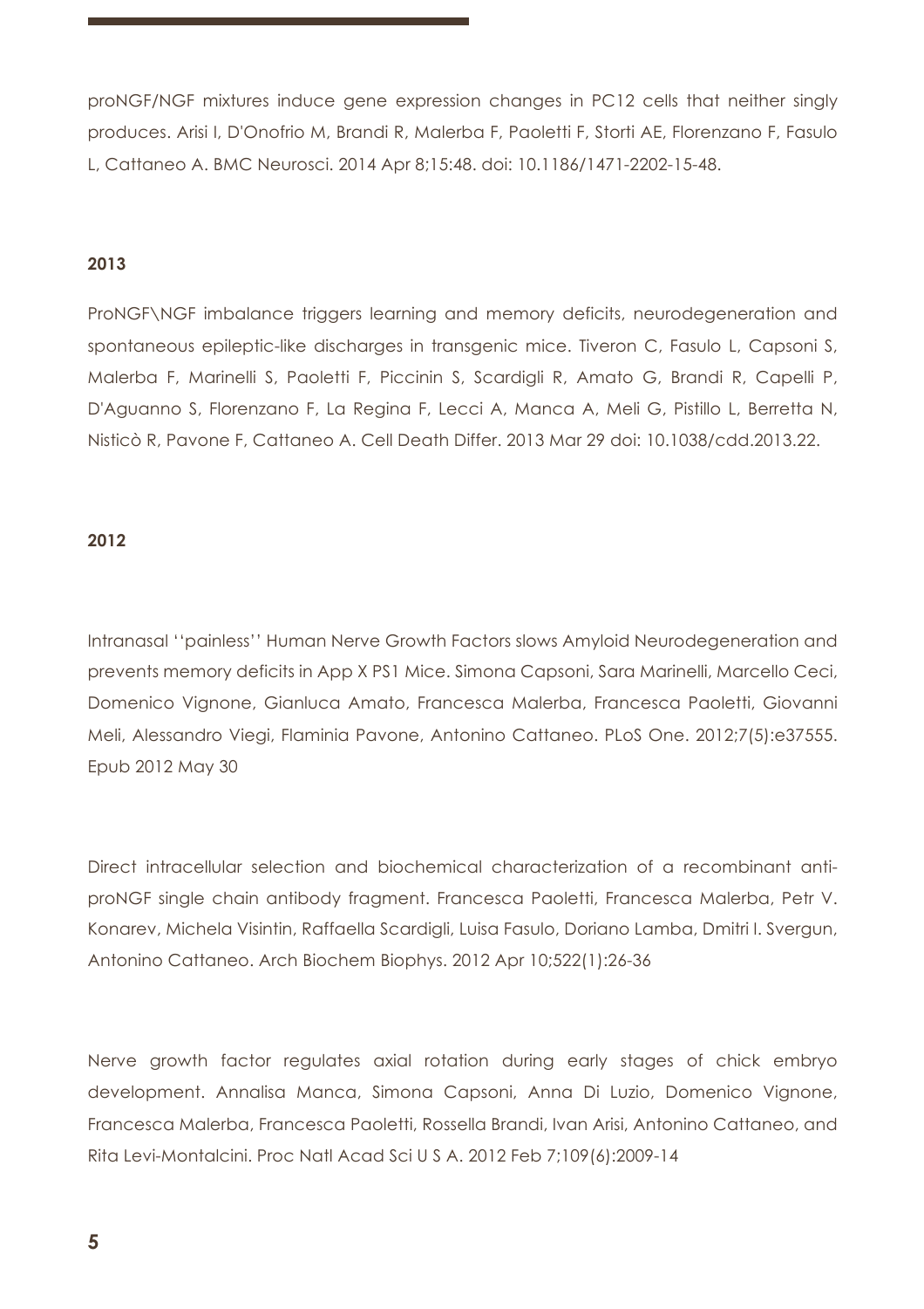proNGF/NGF mixtures induce gene expression changes in PC12 cells that neither singly produces. Arisi I, D'Onofrio M, Brandi R, Malerba F, Paoletti F, Storti AE, Florenzano F, Fasulo L, Cattaneo A. BMC Neurosci. 2014 Apr 8;15:48. doi: 10.1186/1471-2202-15-48.

**2013**

ProNGF\NGF imbalance triggers learning and memory deficits, neurodegeneration and spontaneous epileptic-like discharges in transgenic mice. Tiveron C, Fasulo L, Capsoni S, Malerba F, Marinelli S, Paoletti F, Piccinin S, Scardigli R, Amato G, Brandi R, Capelli P, D'Aguanno S, Florenzano F, La Regina F, Lecci A, Manca A, Meli G, Pistillo L, Berretta N, Nisticò R, Pavone F, Cattaneo A. Cell Death Differ. 2013 Mar 29 doi: 10.1038/cdd.2013.22.

**2012**

Intranasal ''painless'' Human Nerve Growth Factors slows Amyloid Neurodegeneration and prevents memory deficits in App X PS1 Mice. Simona Capsoni, Sara Marinelli, Marcello Ceci, Domenico Vignone, Gianluca Amato, Francesca Malerba, Francesca Paoletti, Giovanni Meli, Alessandro Viegi, Flaminia Pavone, Antonino Cattaneo. PLoS One. 2012;7(5):e37555. Epub 2012 May 30

Direct intracellular selection and biochemical characterization of a recombinant anti-proNGF single chain antibody fragment. Francesca Paoletti, Francesca Malerba, Petr V. Konarev, Michela Visintin, Raffaella Scardigli, Luisa Fasulo, Doriano Lamba, Dmitri I. Svergun, Antonino Cattaneo. Arch Biochem Biophys. 2012 Apr 10;522(1):26-36

Nerve growth factor regulates axial rotation during early stages of chick embryo development. Annalisa Manca, Simona Capsoni, Anna Di Luzio, Domenico Vignone, Francesca Malerba, Francesca Paoletti, Rossella Brandi, Ivan Arisi, Antonino Cattaneo, and Rita Levi-Montalcini. Proc Natl Acad Sci U S A. 2012 Feb 7;109(6):2009-14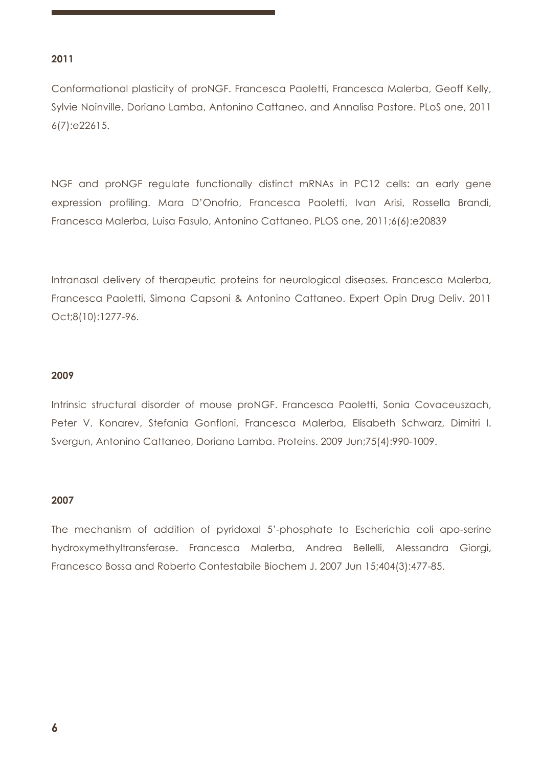**2011**

Conformational plasticity of proNGF. Francesca Paoletti, Francesca Malerba, Geoff Kelly, Sylvie Noinville, Doriano Lamba, Antonino Cattaneo, and Annalisa Pastore. PLoS one, 2011 6(7):e22615.

NGF and proNGF regulate functionally distinct mRNAs in PC12 cells: an early gene expression profiling. Mara D'Onofrio, Francesca Paoletti, Ivan Arisi, Rossella Brandi, Francesca Malerba, Luisa Fasulo, Antonino Cattaneo. PLOS one, 2011;6(6):e20839

Intranasal delivery of therapeutic proteins for neurological diseases. Francesca Malerba, Francesca Paoletti, Simona Capsoni & Antonino Cattaneo. Expert Opin Drug Deliv. 2011 Oct;8(10):1277-96.

**2009**

Intrinsic structural disorder of mouse proNGF. Francesca Paoletti, Sonia Covaceuszach, Peter V. Konarev, Stefania Gonfloni, Francesca Malerba, Elisabeth Schwarz, Dimitri I. Svergun, Antonino Cattaneo, Doriano Lamba. Proteins. 2009 Jun;75(4):990-1009.

**2007**

The mechanism of addition of pyridoxal 5'-phosphate to Escherichia coli apo-serine hydroxymethyltransferase. Francesca Malerba, Andrea Bellelli, Alessandra Giorgi, Francesco Bossa and Roberto Contestabile Biochem J. 2007 Jun 15;404(3):477-85.